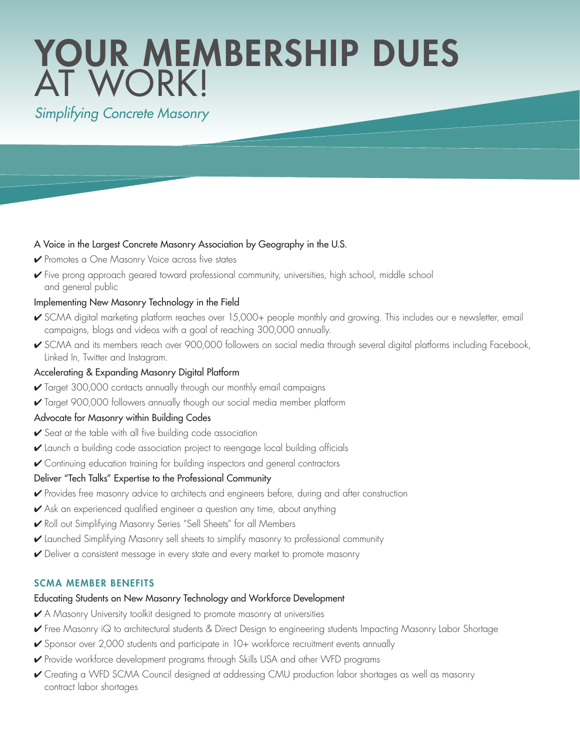# YOUR MEMBERSHIP DUES AT WORK!

*Simplifying Concrete Masonry*

### A Voice in the Largest Concrete Masonry Association by Geography in the U.S.

- ✔ Promotes a One Masonry Voice across five states
- ✔ Five prong approach geared toward professional community, universities, high school, middle school and general public

### Implementing New Masonry Technology in the Field

- ✔ SCMA digital marketing platform reaches over 15,000+ people monthly and growing. This includes our e newsletter, email campaigns, blogs and videos with a goal of reaching 300,000 annually.
- ✔ SCMA and its members reach over 900,000 followers on social media through several digital platforms including Facebook, Linked In, Twitter and Instagram.

### Accelerating & Expanding Masonry Digital Platform

- ✔ Target 300,000 contacts annually through our monthly email campaigns
- ✔ Target 900,000 followers annually though our social media member platform

### Advocate for Masonry within Building Codes

- ✔ Seat at the table with all five building code association
- ✔ Launch a building code association project to reengage local building officials
- ✔ Continuing education training for building inspectors and general contractors

### Deliver "Tech Talks" Expertise to the Professional Community

- ✔ Provides free masonry advice to architects and engineers before, during and after construction
- ✔ Ask an experienced qualified engineer a question any time, about anything
- ✔ Roll out Simplifying Masonry Series "Sell Sheets" for all Members
- ✔ Launched Simplifying Masonry sell sheets to simplify masonry to professional community
- ✔ Deliver a consistent message in every state and every market to promote masonry

## SCMA MEMBER BENEFITS

### Educating Students on New Masonry Technology and Workforce Development

- ✔ A Masonry University toolkit designed to promote masonry at universities
- ✔ Free Masonry iQ to architectural students & Direct Design to engineering students Impacting Masonry Labor Shortage
- ✔ Sponsor over 2,000 students and participate in 10+ workforce recruitment events annually
- ✔ Provide workforce development programs through Skills USA and other WFD programs
- ✔ Creating a WFD SCMA Council designed at addressing CMU production labor shortages as well as masonry contract labor shortages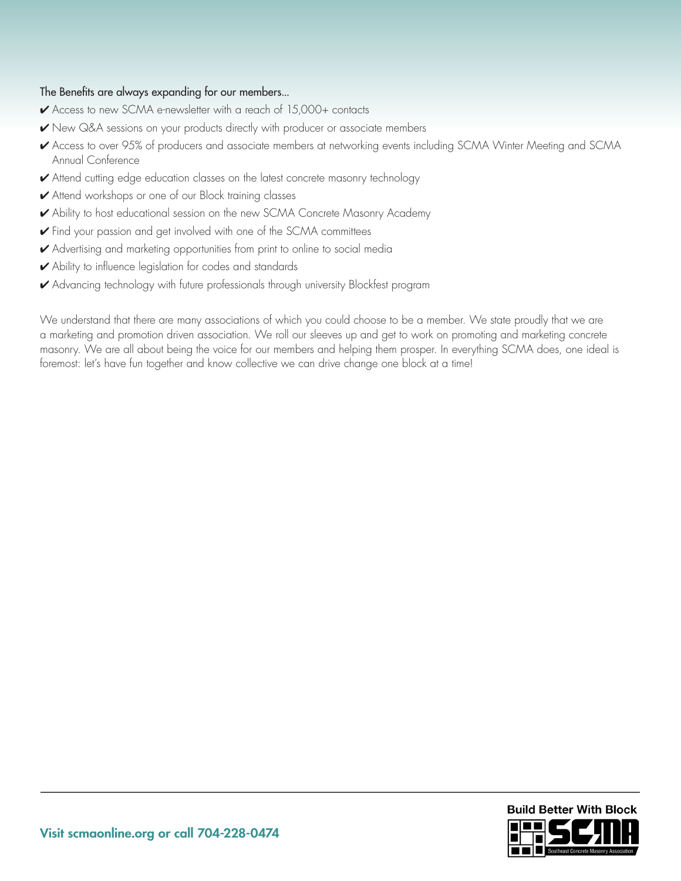The Benefits are always expanding for our members...

- ✔ Access to new SCMA e-newsletter with a reach of 15,000+ contacts
- ✔ New Q&A sessions on your products directly with producer or associate members
- ✔ Access to over 95% of producers and associate members at networking events including SCMA Winter Meeting and SCMA Annual Conference
- ✔ Attend cutting edge education classes on the latest concrete masonry technology
- ✔ Attend workshops or one of our Block training classes
- ✔ Ability to host educational session on the new SCMA Concrete Masonry Academy
- ✔ Find your passion and get involved with one of the SCMA committees
- ✔ Advertising and marketing opportunities from print to online to social media
- ✔ Ability to influence legislation for codes and standards
- ✔ Advancing technology with future professionals through university Blockfest program

We understand that there are many associations of which you could choose to be a member. We state proudly that we are a marketing and promotion driven association. We roll our sleeves up and get to work on promoting and marketing concrete masonry. We are all about being the voice for our members and helping them prosper. In everything SCMA does, one ideal is foremost: let's have fun together and know collective we can drive change one block at a time!

**Visit scmaonline.org or call 704-228-0474**

**Build Better With Block**

SCMA

Southeast Concrete Masonry Association